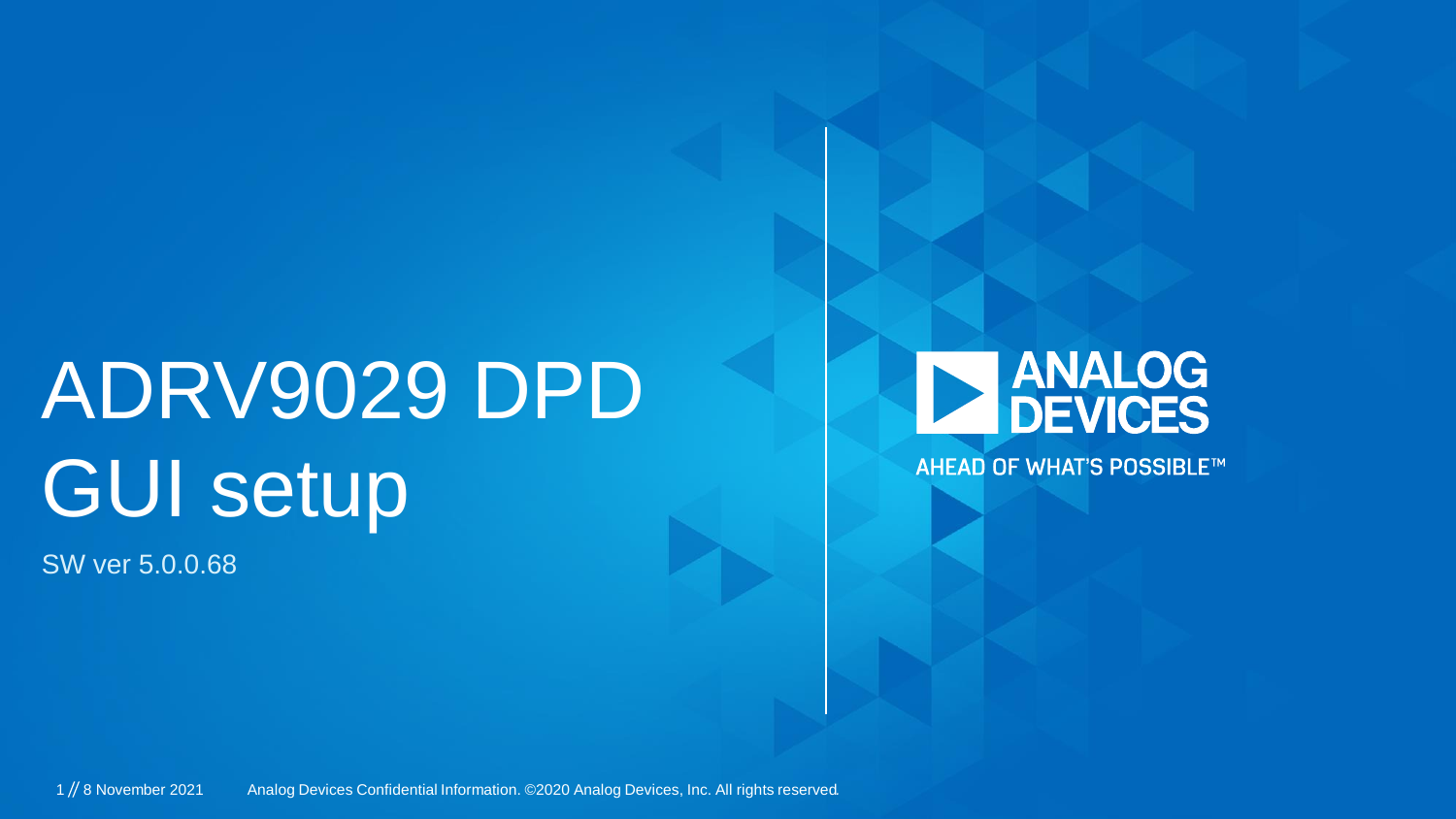# ADRV9029 DPD GUI setup

SW ver 5.0.0.68

ANALOG DEVICES

AHEAD OF WHAT'S POSSIBLE™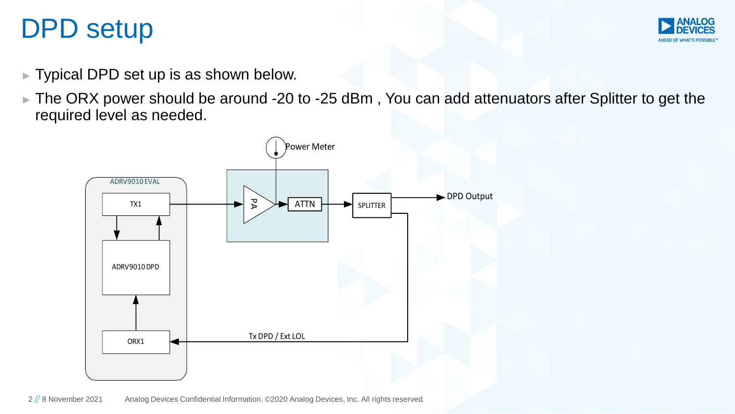# DPD setup

- Typical DPD set up is as shown below.
- The ORX power should be around -20 to -25 dBm , You can add attenuators after Splitter to get the required level as needed.

Power Meter

ADRV9010 EVAL

TX1

ADRV9010 DPD

ORX1

PA

ATTN

SPLITTER

DPD Output

Tx DPD / Ext LOL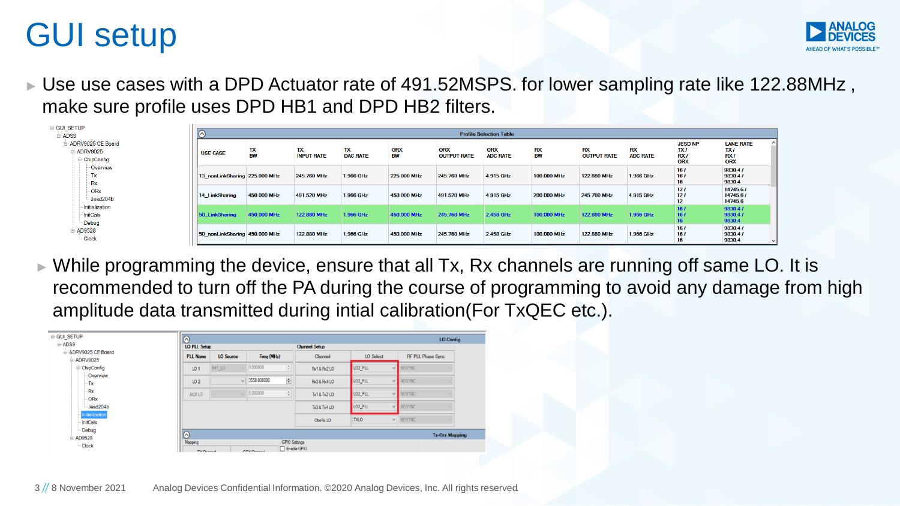# GUI setup

- Use use cases with a DPD Actuator rate of 491.52MSPS. for lower sampling rate like 122.88MHz , make sure profile uses DPD HB1 and DPD HB2 filters.

GUI_SETUP
- ADS9
  - ADRV9025 CE Board
    - ADRV9025
      - ChipConfig
        - Overview
        - Tx
        - Rx
        - ORx
        - Jesd204b
      - Initialization
      - InitCals
      - Debug
    - AD9528
      - Clock

**Profile Selection Table**

| USE CASE | TX BW | TX INPUT RATE | TX DAC RATE | ORX BW | ORX OUTPUT RATE | ORX ADC RATE | RX BW | RX OUTPUT RATE | RX ADC RATE | JESD NP TX / RX / ORX | LANE RATE TX / RX / ORX |
|---|---|---|---|---|---|---|---|---|---|---|---|
| 13_nonLinkSharing | 225.000 MHz | 245.760 MHz | 1.966 GHz | 225.000 MHz | 245.760 MHz | 4.915 GHz | 100.000 MHz | 122.880 MHz | 1.966 GHz | 16 / 16 / 16 | 9830.4 / 9830.4 / 9830.4 |
| 14_LinkSharing | 450.000 MHz | 491.520 MHz | 1.966 GHz | 450.000 MHz | 491.520 MHz | 4.915 GHz | 200.000 MHz | 245.760 MHz | 4.915 GHz | 12 / 12 / 12 | 14745.6 / 14745.6 / 14745.6 |
| 50_LinkSharing | 450.000 MHz | 122.880 MHz | 1.966 GHz | 450.000 MHz | 245.760 MHz | 2.458 GHz | 100.000 MHz | 122.880 MHz | 1.966 GHz | 16 / 16 / 16 | 9830.4 / 9830.4 / 9830.4 |
| 50_nonLinkSharing | 450.000 MHz | 122.880 MHz | 1.966 GHz | 450.000 MHz | 245.760 MHz | 2.458 GHz | 100.000 MHz | 122.880 MHz | 1.966 GHz | 16 / 16 / 16 | 9830.4 / 9830.4 / 9830.4 |

- While programming the device, ensure that all Tx, Rx channels are running off same LO. It is recommended to turn off the PA during the course of programming to avoid any damage from high amplitude data transmitted during intial calibration(For TxQEC etc.).

GUI_SETUP
- ADS9
  - ADRV9025 CE Board
    - ADRV9025
      - ChipConfig
        - Overview
        - Tx
        - Rx
        - ORx
        - Jesd204b
      - Initialization
      - InitCals
      - Debug
    - AD9528
      - Clock

**LO Config**

LO PLL Setup

| PLL Name | LO Source | Freq (MHz) |
|---|---|---|
| LO 1 | INT_LO | 0.000000 |
| LO 2 | | 3550.000000 |
| AUX LO | | 0.000000 |

Channel Setup

| Channel | LO Select | RF PLL Phase Sync |
|---|---|---|
| Rx1 & Rx2 LO | LO2_PLL | NOSYNC |
| Rx3 & Rx4 LO | LO2_PLL | NOSYNC |
| Tx1 & Tx2 LO | LO2_PLL | NOSYNC |
| Tx3 & Tx4 LO | LO2_PLL | NOSYNC |
| ObsRx LO | TXLO | NOSYNC |

**Tx-Orx Mapping**

Mapping

GPIO Settings

Enable GPIO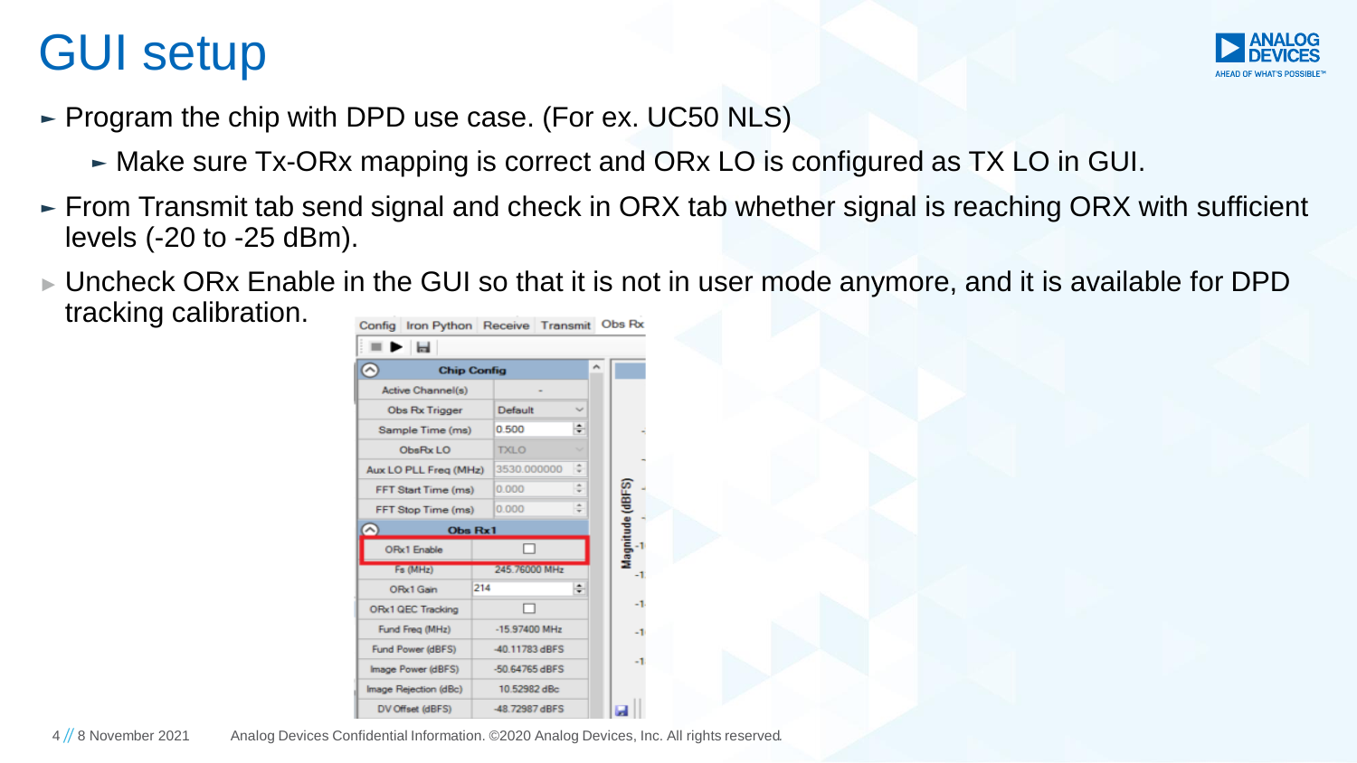# GUI setup

- Program the chip with DPD use case. (For ex. UC50 NLS)
  - Make sure Tx-ORx mapping is correct and ORx LO is configured as TX LO in GUI.
- From Transmit tab send signal and check in ORX tab whether signal is reaching ORX with sufficient levels (-20 to -25 dBm).
- Uncheck ORx Enable in the GUI so that it is not in user mode anymore, and it is available for DPD tracking calibration.

Config | Iron Python | Receive | Transmit | Obs Rx

| Chip Config | |
|---|---|
| Active Channel(s) | - |
| Obs Rx Trigger | Default |
| Sample Time (ms) | 0.500 |
| ObsRx LO | TXLO |
| Aux LO PLL Freq (MHz) | 3530.000000 |
| FFT Start Time (ms) | 0.000 |
| FFT Stop Time (ms) | 0.000 |
| **Obs Rx1** | |
| ORx1 Enable | ☐ |
| Fs (MHz) | 245.76000 MHz |
| ORx1 Gain | 214 |
| ORx1 QEC Tracking | ☐ |
| Fund Freq (MHz) | -15.97400 MHz |
| Fund Power (dBFS) | -40.11783 dBFS |
| Image Power (dBFS) | -50.64765 dBFS |
| Image Rejection (dBc) | 10.52982 dBc |
| DV Offset (dBFS) | -48.72987 dBFS |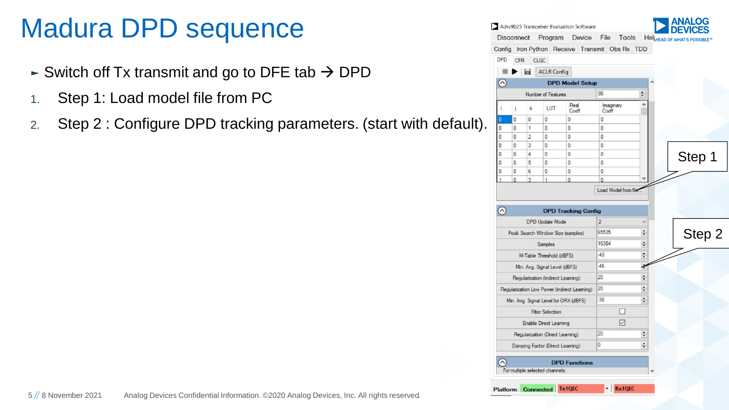# Madura DPD sequence

- Switch off Tx transmit and go to DFE tab → DPD

1. Step 1: Load model file from PC
2. Step 2 : Configure DPD tracking parameters. (start with default).

Adrv9025 Transceiver Evaluation Software

Disconnect Program Device File Tools Help

Config Iron Python Receive Transmit Obs Rx TDD

DPD CFR CLGC

ACLR Config

**DPD Model Setup**

Number of Features: 95

| i | j | k | LUT | Real Coeff | Imaginary Coeff |
|---|---|---|---|---|---|
| 0 | 0 | 0 | 0 | 0 | 0 |
| 0 | 0 | 1 | 0 | 0 | 0 |
| 0 | 0 | 2 | 0 | 0 | 0 |
| 0 | 0 | 3 | 0 | 0 | 0 |
| 0 | 0 | 4 | 0 | 0 | 0 |
| 0 | 0 | 5 | 0 | 0 | 0 |
| 0 | 0 | 6 | 0 | 0 | 0 |
| 1 | 0 | 3 | 1 | 0 | 0 |

Load Model from file...

Step 1

**DPD Tracking Config**

| Parameter | Value |
|---|---|
| DPD Update Mode | 2 |
| Peak Search Window Size (samples) | 65535 |
| Samples | 16384 |
| M-Table Threshold (dBFS) | -40 |
| Min. Avg. Signal Level (dBFS) | -46 |
| Regularization (Indirect Learning) | 20 |
| Regularization Low Power (Indirect Learning) | 20 |
| Min. Avg. Signal Level for ORX (dBFS) | -36 |
| Filter Selection | ☐ |
| Enable Direct Learning | ☑ |
| Regularization (Direct Learning) | 20 |
| Damping Factor (Direct Learning) | 0 |

Step 2

**DPD Functions**

For multiple selected channels:

Platform: Connected Tx1QEC Rx1QEC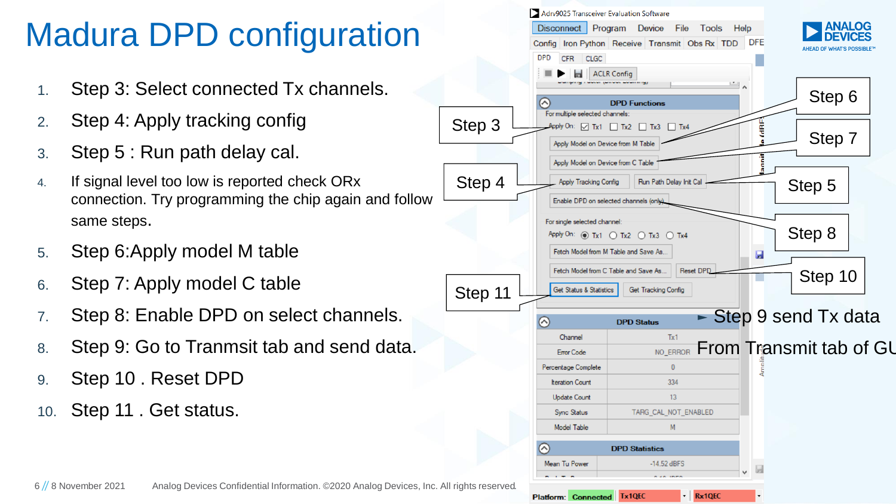# Madura DPD configuration

1. Step 3: Select connected Tx channels.
2. Step 4: Apply tracking config
3. Step 5 : Run path delay cal.
4. If signal level too low is reported check ORx connection. Try programming the chip again and follow same steps.
5. Step 6:Apply model M table
6. Step 7: Apply model C table
7. Step 8: Enable DPD on select channels.
8. Step 9: Go to Tranmsit tab and send data.
9. Step 10 . Reset DPD
10. Step 11 . Get status.

Adrv9025 Transceiver Evaluation Software

Disconnect Program Device File Tools Help

Config Iron Python Receive Transmit Obs Rx TDD DFE

DPD CFR CLGC

ACLR Config

DPD Functions

For multiple selected channels:

Apply On: Tx1 Tx2 Tx3 Tx4

Apply Model on Device from M Table

Apply Model on Device from C Table

Apply Tracking Config

Run Path Delay Init Cal

Enable DPD on selected channels (only)

For single selected channel:

Apply On: Tx1 Tx2 Tx3 Tx4

Fetch Model from M Table and Save As...

Fetch Model from C Table and Save As...

Reset DPD

Get Status & Statistics

Get Tracking Config

DPD Status

| | |
|---|---|
| Channel | Tx1 |
| Error Code | NO_ERROR |
| Percentage Complete | 0 |
| Iteration Count | 334 |
| Update Count | 13 |
| Sync Status | TARG_CAL_NOT_ENABLED |
| Model Table | M |

DPD Statistics

| | |
|---|---|
| Mean Tu Power | -14.52 dBFS |

Platform: Connected Tx1QEC Rx1QEC

Step 3

Step 4

Step 5

Step 6

Step 7

Step 8

Step 10

Step 11

Step 9 send Tx data From Transmit tab of GUI

ANALOG DEVICES AHEAD OF WHAT'S POSSIBLE™

Analog Devices Confidential Information. ©2020 Analog Devices, Inc. All rights reserved.